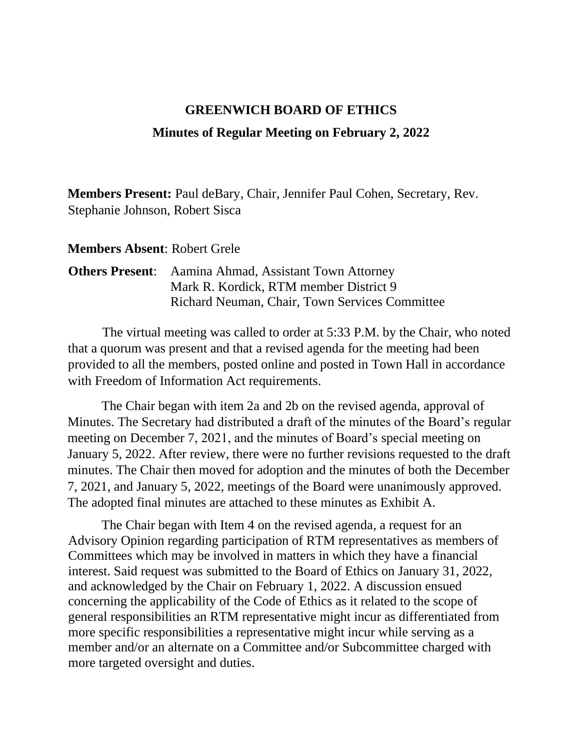# GREENWICH BOARD OF ETHICS

## Minutes of Regular Meeting on February 2, 2022

**Members Present:** Paul deBary, Chair, Jennifer Paul Cohen, Secretary, Rev. Stephanie Johnson, Robert Sisca

**Members Absent**: Robert Grele

**Others Present**: Aamina Ahmad, Assistant Town Attorney
Mark R. Kordick, RTM member District 9
Richard Neuman, Chair, Town Services Committee

The virtual meeting was called to order at 5:33 P.M. by the Chair, who noted that a quorum was present and that a revised agenda for the meeting had been provided to all the members, posted online and posted in Town Hall in accordance with Freedom of Information Act requirements.

The Chair began with item 2a and 2b on the revised agenda, approval of Minutes. The Secretary had distributed a draft of the minutes of the Board's regular meeting on December 7, 2021, and the minutes of Board's special meeting on January 5, 2022. After review, there were no further revisions requested to the draft minutes. The Chair then moved for adoption and the minutes of both the December 7, 2021, and January 5, 2022, meetings of the Board were unanimously approved. The adopted final minutes are attached to these minutes as Exhibit A.

The Chair began with Item 4 on the revised agenda, a request for an Advisory Opinion regarding participation of RTM representatives as members of Committees which may be involved in matters in which they have a financial interest. Said request was submitted to the Board of Ethics on January 31, 2022, and acknowledged by the Chair on February 1, 2022. A discussion ensued concerning the applicability of the Code of Ethics as it related to the scope of general responsibilities an RTM representative might incur as differentiated from more specific responsibilities a representative might incur while serving as a member and/or an alternate on a Committee and/or Subcommittee charged with more targeted oversight and duties.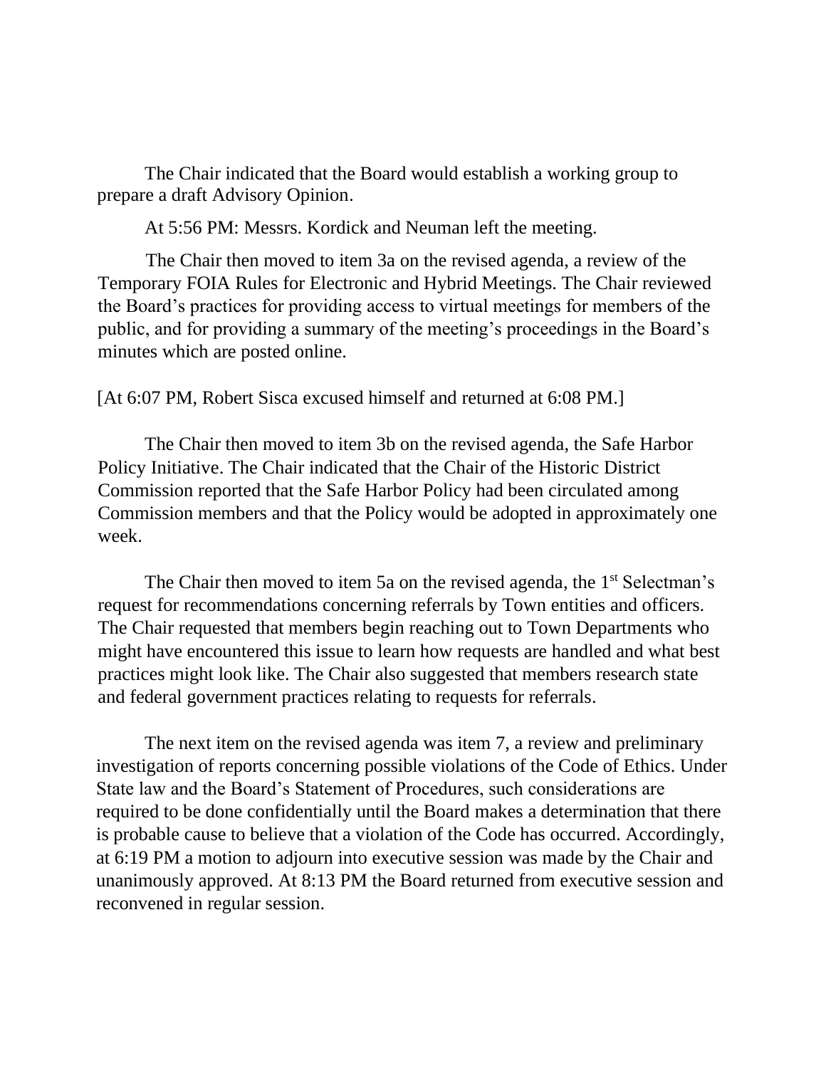The Chair indicated that the Board would establish a working group to prepare a draft Advisory Opinion.

At 5:56 PM: Messrs. Kordick and Neuman left the meeting.

The Chair then moved to item 3a on the revised agenda, a review of the Temporary FOIA Rules for Electronic and Hybrid Meetings. The Chair reviewed the Board's practices for providing access to virtual meetings for members of the public, and for providing a summary of the meeting's proceedings in the Board's minutes which are posted online.

[At 6:07 PM, Robert Sisca excused himself and returned at 6:08 PM.]

The Chair then moved to item 3b on the revised agenda, the Safe Harbor Policy Initiative. The Chair indicated that the Chair of the Historic District Commission reported that the Safe Harbor Policy had been circulated among Commission members and that the Policy would be adopted in approximately one week.

The Chair then moved to item 5a on the revised agenda, the 1st Selectman's request for recommendations concerning referrals by Town entities and officers. The Chair requested that members begin reaching out to Town Departments who might have encountered this issue to learn how requests are handled and what best practices might look like. The Chair also suggested that members research state and federal government practices relating to requests for referrals.

The next item on the revised agenda was item 7, a review and preliminary investigation of reports concerning possible violations of the Code of Ethics. Under State law and the Board's Statement of Procedures, such considerations are required to be done confidentially until the Board makes a determination that there is probable cause to believe that a violation of the Code has occurred. Accordingly, at 6:19 PM a motion to adjourn into executive session was made by the Chair and unanimously approved. At 8:13 PM the Board returned from executive session and reconvened in regular session.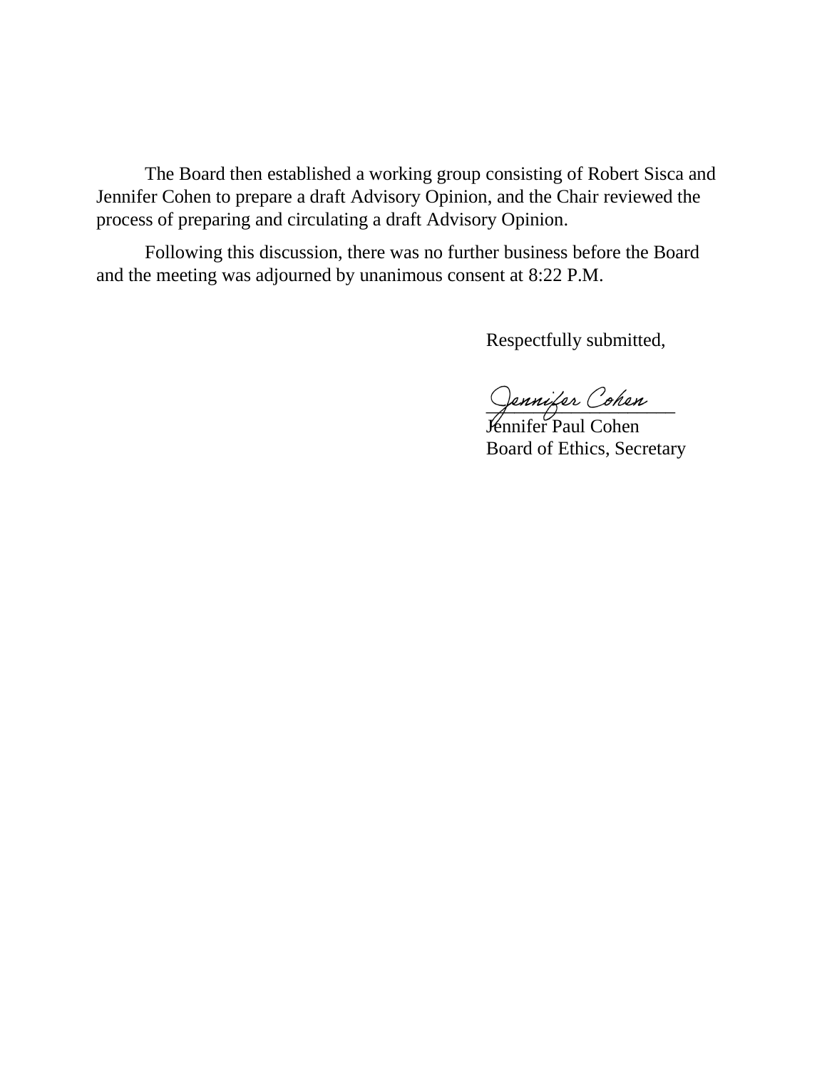The Board then established a working group consisting of Robert Sisca and Jennifer Cohen to prepare a draft Advisory Opinion, and the Chair reviewed the process of preparing and circulating a draft Advisory Opinion.

Following this discussion, there was no further business before the Board and the meeting was adjourned by unanimous consent at 8:22 P.M.

Respectfully submitted,

Jennifer Cohen
___________________
Jennifer Paul Cohen
Board of Ethics, Secretary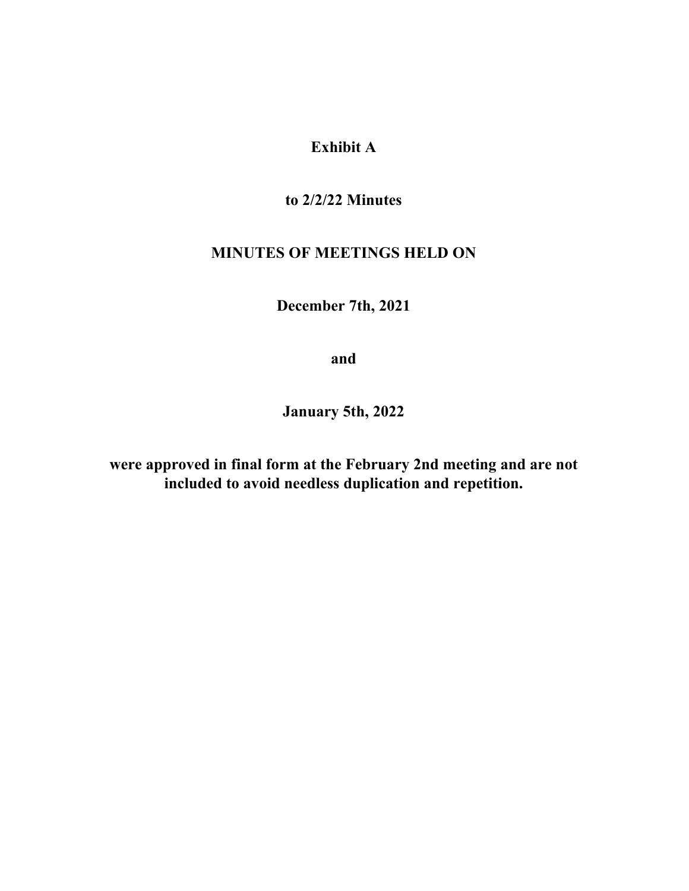**Exhibit A**

**to 2/2/22 Minutes**

**MINUTES OF MEETINGS HELD ON**

**December 7th, 2021**

**and**

**January 5th, 2022**

**were approved in final form at the February 2nd meeting and are not included to avoid needless duplication and repetition.**